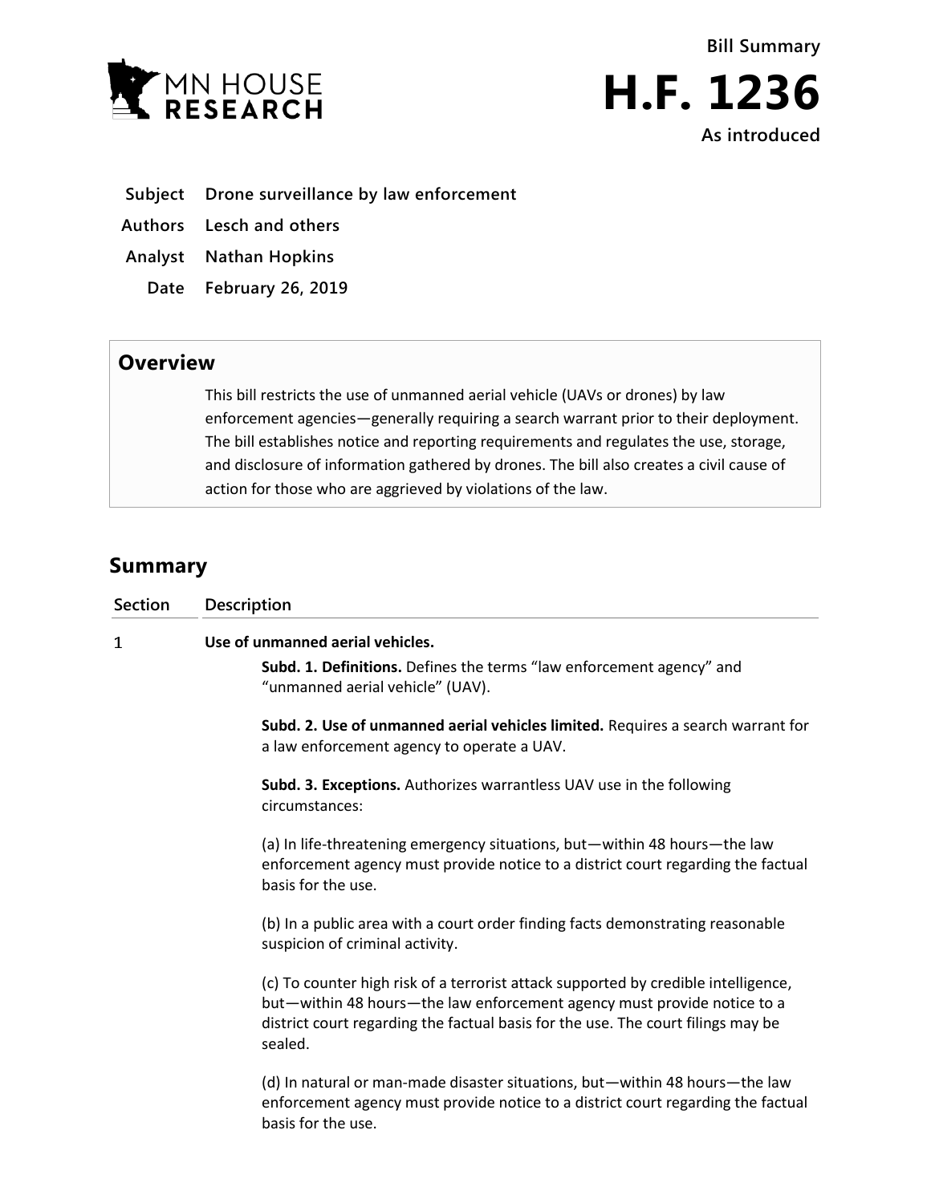MN HOUSE RESEARCH

**Bill Summary**

# H.F. 1236

**As introduced**

**Subject** Drone surveillance by law enforcement

**Authors** Lesch and others

**Analyst** Nathan Hopkins

**Date** February 26, 2019

## Overview

This bill restricts the use of unmanned aerial vehicle (UAVs or drones) by law enforcement agencies—generally requiring a search warrant prior to their deployment. The bill establishes notice and reporting requirements and regulates the use, storage, and disclosure of information gathered by drones. The bill also creates a civil cause of action for those who are aggrieved by violations of the law.

## Summary

| Section | Description |
|---|---|
| 1 | **Use of unmanned aerial vehicles.**<br><br>**Subd. 1. Definitions.** Defines the terms "law enforcement agency" and "unmanned aerial vehicle" (UAV).<br><br>**Subd. 2. Use of unmanned aerial vehicles limited.** Requires a search warrant for a law enforcement agency to operate a UAV.<br><br>**Subd. 3. Exceptions.** Authorizes warrantless UAV use in the following circumstances:<br><br>(a) In life-threatening emergency situations, but—within 48 hours—the law enforcement agency must provide notice to a district court regarding the factual basis for the use.<br><br>(b) In a public area with a court order finding facts demonstrating reasonable suspicion of criminal activity.<br><br>(c) To counter high risk of a terrorist attack supported by credible intelligence, but—within 48 hours—the law enforcement agency must provide notice to a district court regarding the factual basis for the use. The court filings may be sealed.<br><br>(d) In natural or man-made disaster situations, but—within 48 hours—the law enforcement agency must provide notice to a district court regarding the factual basis for the use. |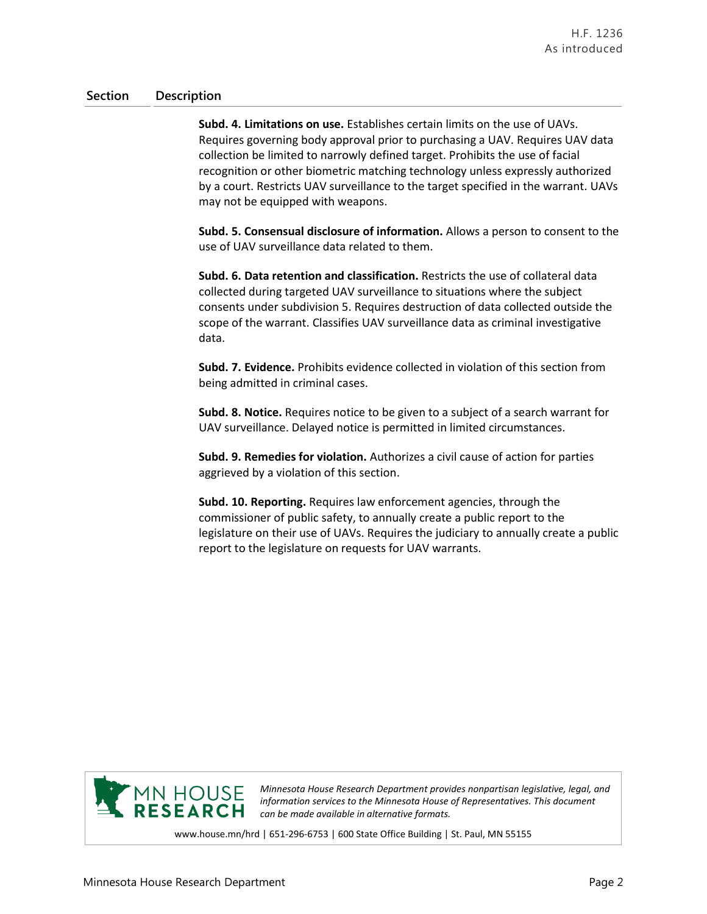| Section | Description |
|---|---|
| | **Subd. 4. Limitations on use.** Establishes certain limits on the use of UAVs. Requires governing body approval prior to purchasing a UAV. Requires UAV data collection be limited to narrowly defined target. Prohibits the use of facial recognition or other biometric matching technology unless expressly authorized by a court. Restricts UAV surveillance to the target specified in the warrant. UAVs may not be equipped with weapons. |
| | **Subd. 5. Consensual disclosure of information.** Allows a person to consent to the use of UAV surveillance data related to them. |
| | **Subd. 6. Data retention and classification.** Restricts the use of collateral data collected during targeted UAV surveillance to situations where the subject consents under subdivision 5. Requires destruction of data collected outside the scope of the warrant. Classifies UAV surveillance data as criminal investigative data. |
| | **Subd. 7. Evidence.** Prohibits evidence collected in violation of this section from being admitted in criminal cases. |
| | **Subd. 8. Notice.** Requires notice to be given to a subject of a search warrant for UAV surveillance. Delayed notice is permitted in limited circumstances. |
| | **Subd. 9. Remedies for violation.** Authorizes a civil cause of action for parties aggrieved by a violation of this section. |
| | **Subd. 10. Reporting.** Requires law enforcement agencies, through the commissioner of public safety, to annually create a public report to the legislature on their use of UAVs. Requires the judiciary to annually create a public report to the legislature on requests for UAV warrants. |

MN HOUSE RESEARCH

*Minnesota House Research Department provides nonpartisan legislative, legal, and information services to the Minnesota House of Representatives. This document can be made available in alternative formats.*

www.house.mn/hrd | 651-296-6753 | 600 State Office Building | St. Paul, MN 55155